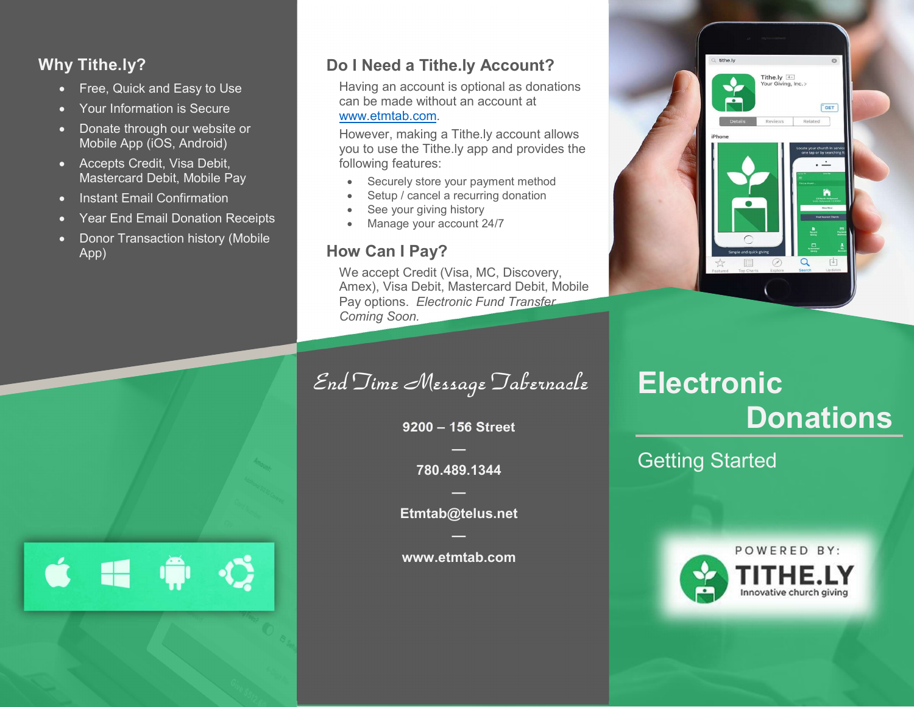## Why Tithe.ly?

- Free, Quick and Easy to Use
- Your Information is Secure
- Donate through our website or Mobile App (iOS, Android)
- Accepts Credit, Visa Debit, Mastercard Debit, Mobile Pay
- Instant Email Confirmation
- Year End Email Donation Receipts
- Donor Transaction history (Mobile App)

## Do I Need a Tithe.ly Account?

Having an account is optional as donations can be made without an account at www.etmtab.com.

However, making a Tithe.ly account allows you to use the Tithe.ly app and provides the following features:

- Securely store your payment method
- Setup / cancel a recurring donation
- See your giving history
- Manage your account 24/7

## How Can I Pay?

We accept Credit (Visa, MC, Discovery, Amex), Visa Debit, Mastercard Debit, Mobile Pay options. *Electronic Fund Transfer Coming Soon.*

## End Time Message Tabernacle

**9200 – 156 Street**

—

**780.489.1344**

—

**Etmtab@telus.net**

—

**www.etmtab.com**

# Electronic Donations

## Getting Started

POWERED BY:
TITHE.LY
Innovative church giving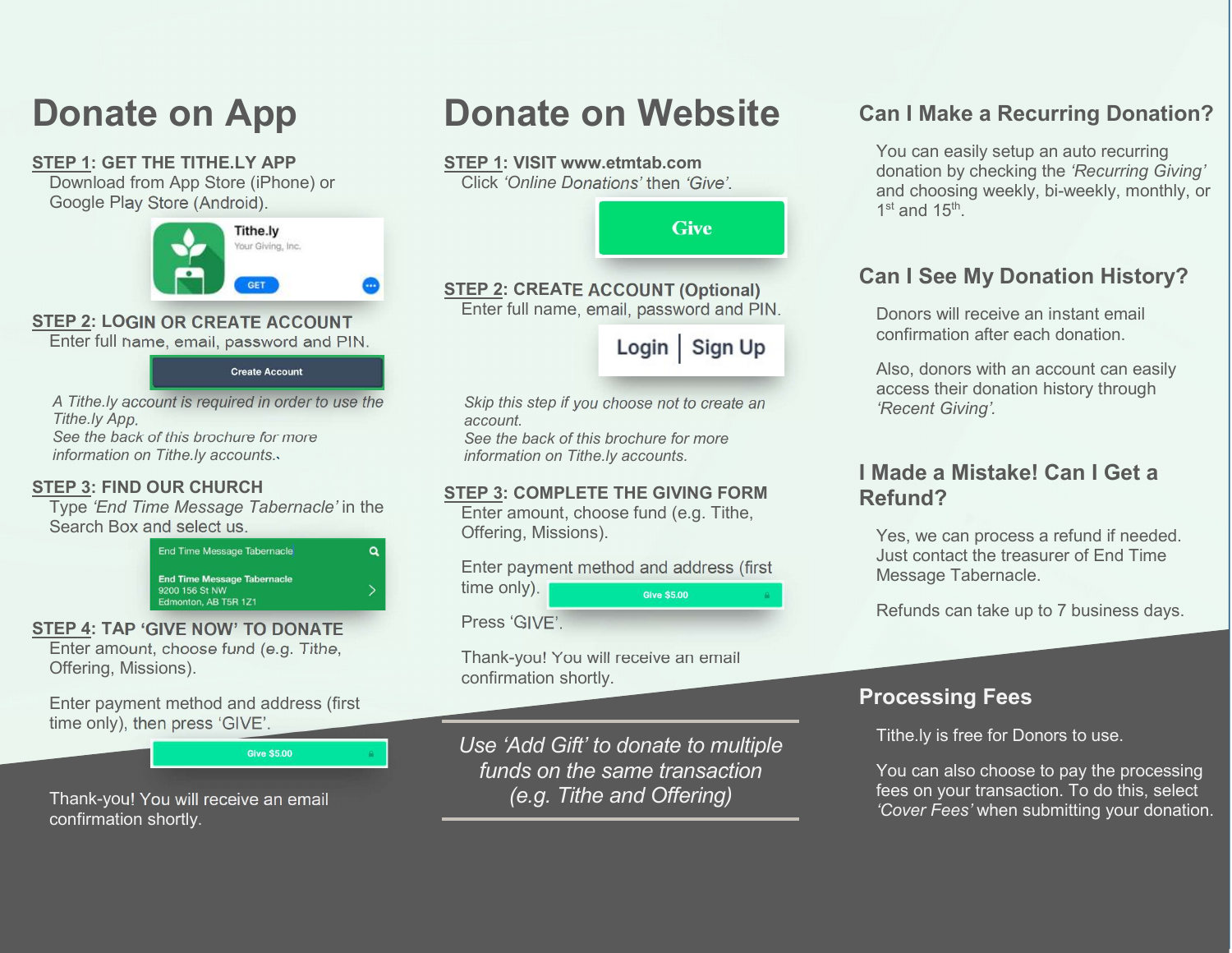# Donate on App

**STEP 1: GET THE TITHE.LY APP**

Download from App Store (iPhone) or Google Play Store (Android).

Tithe.ly
Your Giving, Inc.
GET

**STEP 2: LOGIN OR CREATE ACCOUNT**

Enter full name, email, password and PIN.

Create Account

*A Tithe.ly account is required in order to use the Tithe.ly App.*
*See the back of this brochure for more information on Tithe.ly accounts.*

**STEP 3: FIND OUR CHURCH**

Type *'End Time Message Tabernacle'* in the Search Box and select us.

End Time Message Tabernacle

End Time Message Tabernacle
9200 156 St NW
Edmonton, AB T5R 1Z1

**STEP 4: TAP 'GIVE NOW' TO DONATE**

Enter amount, choose fund (e.g. Tithe, Offering, Missions).

Enter payment method and address (first time only), then press 'GIVE'.

Give $5.00

Thank-you! You will receive an email confirmation shortly.

# Donate on Website

**STEP 1: VISIT www.etmtab.com**

Click *'Online Donations'* then *'Give'*.

Give

**STEP 2: CREATE ACCOUNT (Optional)**

Enter full name, email, password and PIN.

Login | Sign Up

*Skip this step if you choose not to create an account.*
*See the back of this brochure for more information on Tithe.ly accounts.*

**STEP 3: COMPLETE THE GIVING FORM**

Enter amount, choose fund (e.g. Tithe, Offering, Missions).

Enter payment method and address (first time only).

Give $5.00

Press 'GIVE'.

Thank-you! You will receive an email confirmation shortly.

*Use 'Add Gift' to donate to multiple funds on the same transaction (e.g. Tithe and Offering)*

## Can I Make a Recurring Donation?

You can easily setup an auto recurring donation by checking the *'Recurring Giving'* and choosing weekly, bi-weekly, monthly, or 1st and 15th.

## Can I See My Donation History?

Donors will receive an instant email confirmation after each donation.

Also, donors with an account can easily access their donation history through *'Recent Giving'*.

## I Made a Mistake! Can I Get a Refund?

Yes, we can process a refund if needed. Just contact the treasurer of End Time Message Tabernacle.

Refunds can take up to 7 business days.

## Processing Fees

Tithe.ly is free for Donors to use.

You can also choose to pay the processing fees on your transaction. To do this, select *'Cover Fees'* when submitting your donation.